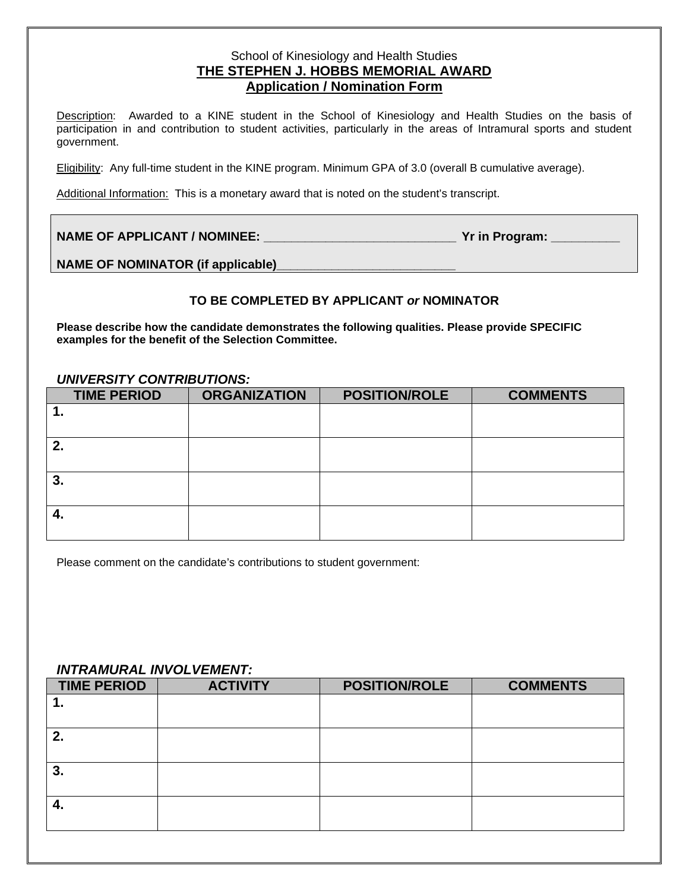School of Kinesiology and Health Studies

# THE STEPHEN J. HOBBS MEMORIAL AWARD

## Application / Nomination Form

Description: Awarded to a KINE student in the School of Kinesiology and Health Studies on the basis of participation in and contribution to student activities, particularly in the areas of Intramural sports and student government.

Eligibility: Any full-time student in the KINE program. Minimum GPA of 3.0 (overall B cumulative average).

Additional Information: This is a monetary award that is noted on the student's transcript.

**NAME OF APPLICANT / NOMINEE:** ____________________________ **Yr in Program:** __________

**NAME OF NOMINATOR (if applicable)**__________________________

**TO BE COMPLETED BY APPLICANT *or* NOMINATOR**

**Please describe how the candidate demonstrates the following qualities. Please provide SPECIFIC examples for the benefit of the Selection Committee.**

***UNIVERSITY CONTRIBUTIONS:***

| TIME PERIOD | ORGANIZATION | POSITION/ROLE | COMMENTS |
|---|---|---|---|
| 1. | | | |
| 2. | | | |
| 3. | | | |
| 4. | | | |

Please comment on the candidate's contributions to student government:

***INTRAMURAL INVOLVEMENT:***

| TIME PERIOD | ACTIVITY | POSITION/ROLE | COMMENTS |
|---|---|---|---|
| 1. | | | |
| 2. | | | |
| 3. | | | |
| 4. | | | |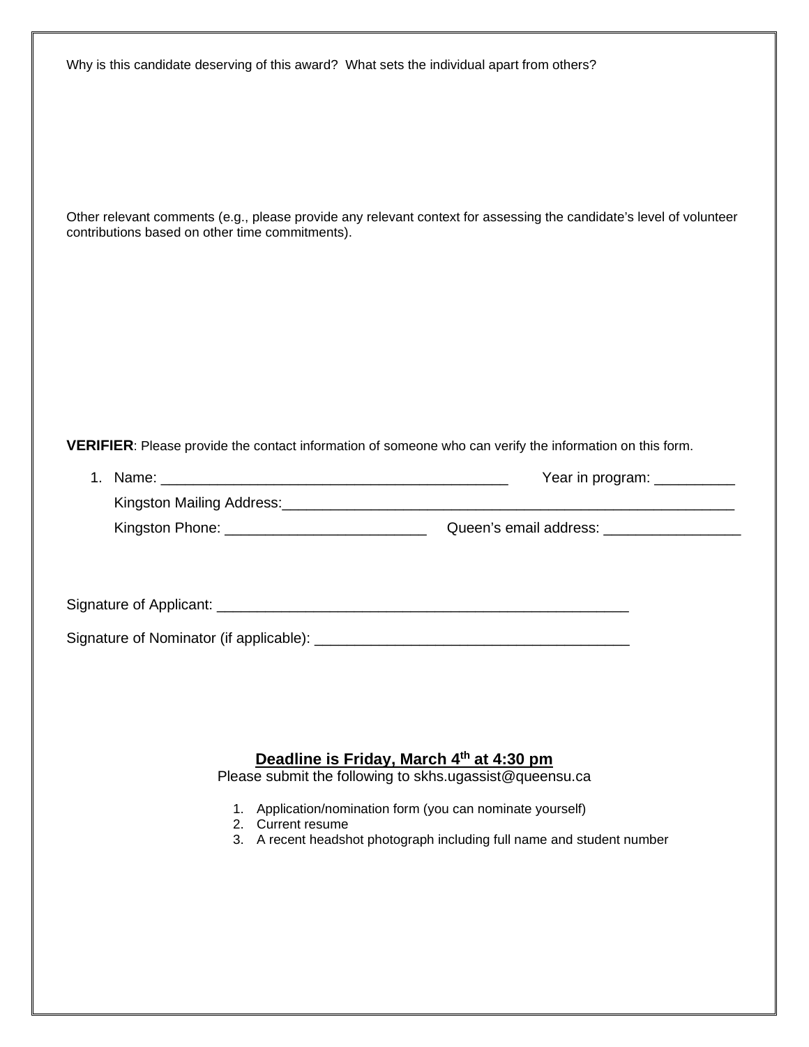Why is this candidate deserving of this award? What sets the individual apart from others?

Other relevant comments (e.g., please provide any relevant context for assessing the candidate's level of volunteer contributions based on other time commitments).

**VERIFIER**: Please provide the contact information of someone who can verify the information on this form.

1. Name: ___________________________________________ Year in program: __________

   Kingston Mailing Address:_________________________________________________________

   Kingston Phone: _________________________ Queen's email address: _________________

Signature of Applicant: ___________________________________________________

Signature of Nominator (if applicable): _______________________________________

**<u>Deadline is Friday, March 4th at 4:30 pm</u>**

Please submit the following to skhs.ugassist@queensu.ca

1. Application/nomination form (you can nominate yourself)
2. Current resume
3. A recent headshot photograph including full name and student number